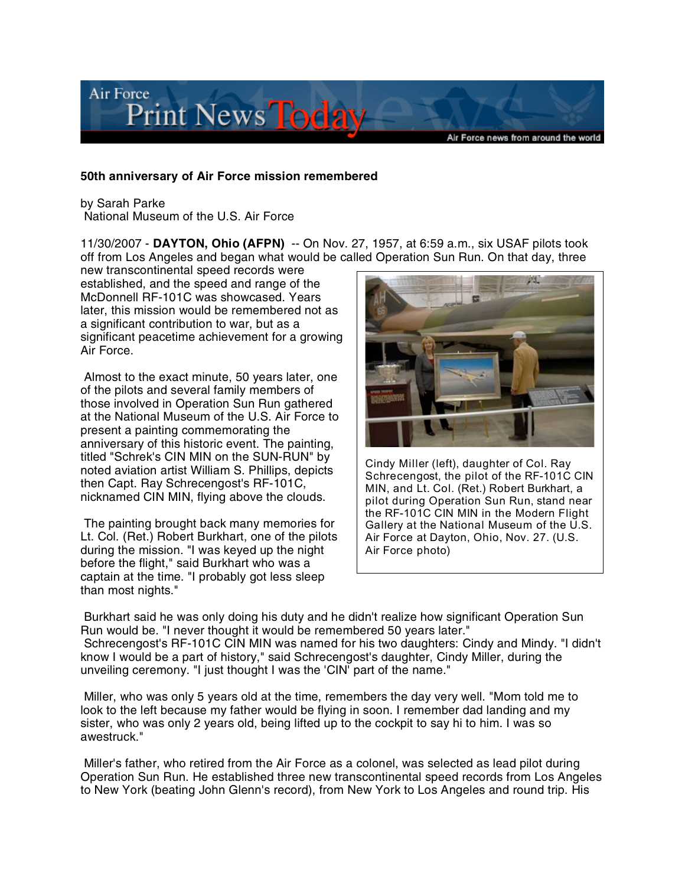**50th anniversary of Air Force mission remembered**

by Sarah Parke
National Museum of the U.S. Air Force

11/30/2007 - **DAYTON, Ohio (AFPN)** -- On Nov. 27, 1957, at 6:59 a.m., six USAF pilots took off from Los Angeles and began what would be called Operation Sun Run. On that day, three new transcontinental speed records were established, and the speed and range of the McDonnell RF-101C was showcased. Years later, this mission would be remembered not as a significant contribution to war, but as a significant peacetime achievement for a growing Air Force.

Almost to the exact minute, 50 years later, one of the pilots and several family members of those involved in Operation Sun Run gathered at the National Museum of the U.S. Air Force to present a painting commemorating the anniversary of this historic event. The painting, titled "Schrek's CIN MIN on the SUN-RUN" by noted aviation artist William S. Phillips, depicts then Capt. Ray Schrecengost's RF-101C, nicknamed CIN MIN, flying above the clouds.

Cindy Miller (left), daughter of Col. Ray Schrecengost, the pilot of the RF-101C CIN MIN, and Lt. Col. (Ret.) Robert Burkhart, a pilot during Operation Sun Run, stand near the RF-101C CIN MIN in the Modern Flight Gallery at the National Museum of the U.S. Air Force at Dayton, Ohio, Nov. 27. (U.S. Air Force photo)

The painting brought back many memories for Lt. Col. (Ret.) Robert Burkhart, one of the pilots during the mission. "I was keyed up the night before the flight," said Burkhart who was a captain at the time. "I probably got less sleep than most nights."

Burkhart said he was only doing his duty and he didn't realize how significant Operation Sun Run would be. "I never thought it would be remembered 50 years later."
Schrecengost's RF-101C CIN MIN was named for his two daughters: Cindy and Mindy. "I didn't know I would be a part of history," said Schrecengost's daughter, Cindy Miller, during the unveiling ceremony. "I just thought I was the 'CIN' part of the name."

Miller, who was only 5 years old at the time, remembers the day very well. "Mom told me to look to the left because my father would be flying in soon. I remember dad landing and my sister, who was only 2 years old, being lifted up to the cockpit to say hi to him. I was so awestruck."

Miller's father, who retired from the Air Force as a colonel, was selected as lead pilot during Operation Sun Run. He established three new transcontinental speed records from Los Angeles to New York (beating John Glenn's record), from New York to Los Angeles and round trip. His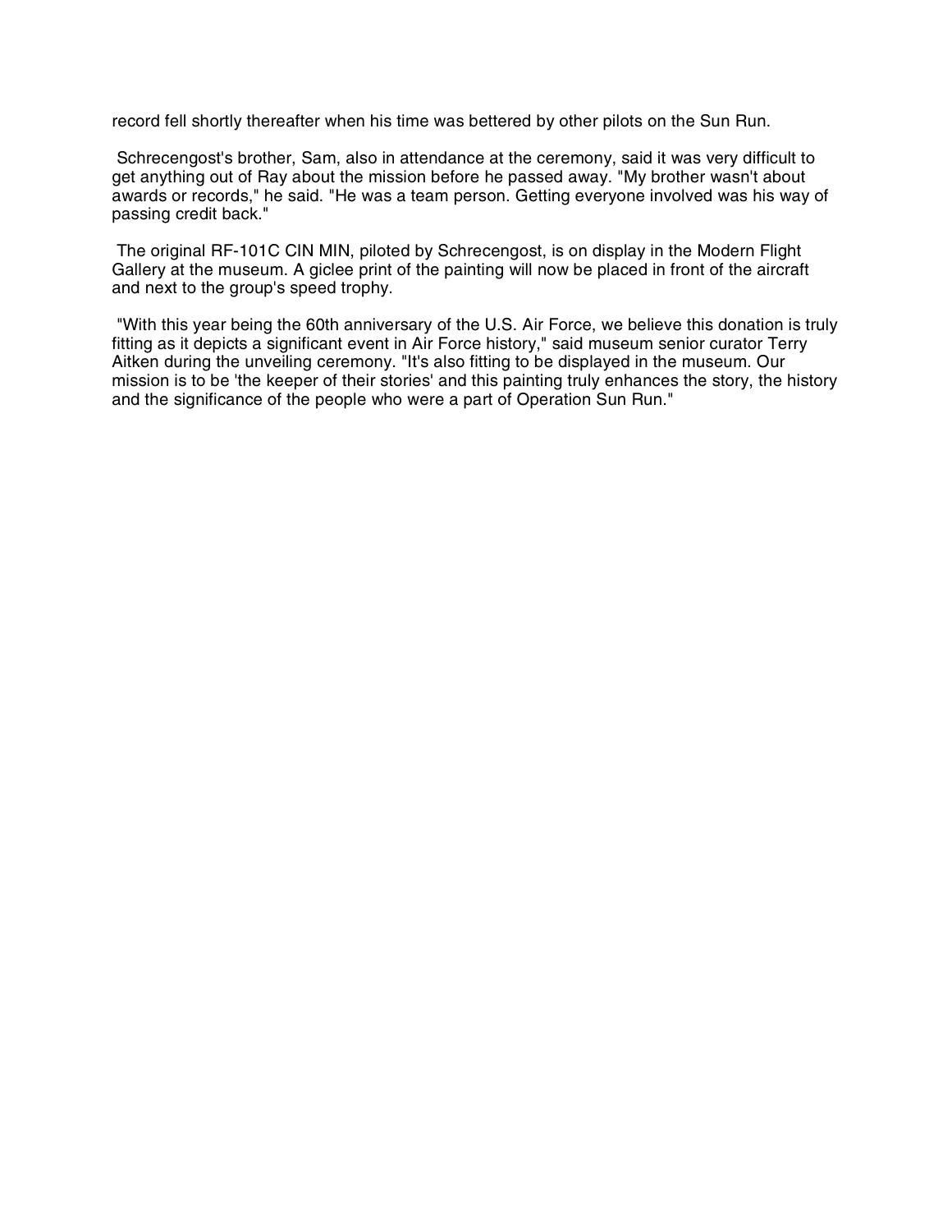record fell shortly thereafter when his time was bettered by other pilots on the Sun Run.

Schrecengost's brother, Sam, also in attendance at the ceremony, said it was very difficult to get anything out of Ray about the mission before he passed away. "My brother wasn't about awards or records," he said. "He was a team person. Getting everyone involved was his way of passing credit back."

The original RF-101C CIN MIN, piloted by Schrecengost, is on display in the Modern Flight Gallery at the museum. A giclee print of the painting will now be placed in front of the aircraft and next to the group's speed trophy.

"With this year being the 60th anniversary of the U.S. Air Force, we believe this donation is truly fitting as it depicts a significant event in Air Force history," said museum senior curator Terry Aitken during the unveiling ceremony. "It's also fitting to be displayed in the museum. Our mission is to be 'the keeper of their stories' and this painting truly enhances the story, the history and the significance of the people who were a part of Operation Sun Run."